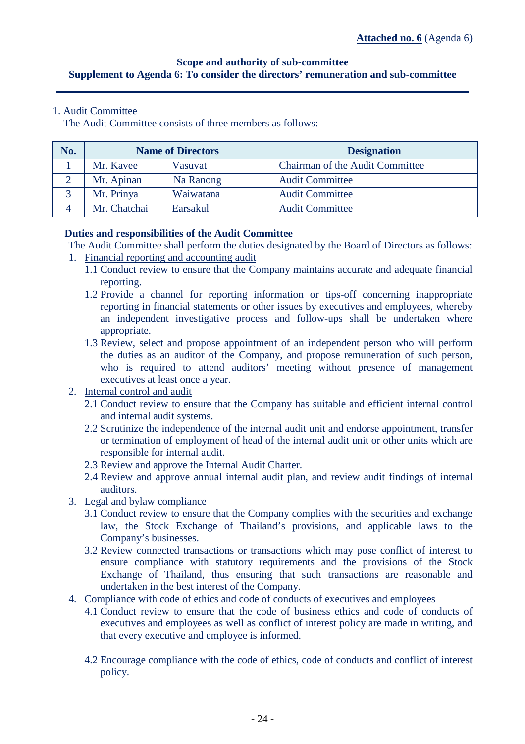**Attached no. 6** (Agenda 6)

**Scope and authority of sub-committee**
**Supplement to Agenda 6: To consider the directors' remuneration and sub-committee**

1. Audit Committee
   The Audit Committee consists of three members as follows:

| No. | Name of Directors | Designation |
|---|---|---|
| 1 | Mr. Kavee Vasuvat | Chairman of the Audit Committee |
| 2 | Mr. Apinan Na Ranong | Audit Committee |
| 3 | Mr. Prinya Waiwatana | Audit Committee |
| 4 | Mr. Chatchai Earsakul | Audit Committee |

**Duties and responsibilities of the Audit Committee**

The Audit Committee shall perform the duties designated by the Board of Directors as follows:

1. Financial reporting and accounting audit
   - 1.1 Conduct review to ensure that the Company maintains accurate and adequate financial reporting.
   - 1.2 Provide a channel for reporting information or tips-off concerning inappropriate reporting in financial statements or other issues by executives and employees, whereby an independent investigative process and follow-ups shall be undertaken where appropriate.
   - 1.3 Review, select and propose appointment of an independent person who will perform the duties as an auditor of the Company, and propose remuneration of such person, who is required to attend auditors' meeting without presence of management executives at least once a year.
2. Internal control and audit
   - 2.1 Conduct review to ensure that the Company has suitable and efficient internal control and internal audit systems.
   - 2.2 Scrutinize the independence of the internal audit unit and endorse appointment, transfer or termination of employment of head of the internal audit unit or other units which are responsible for internal audit.
   - 2.3 Review and approve the Internal Audit Charter.
   - 2.4 Review and approve annual internal audit plan, and review audit findings of internal auditors.
3. Legal and bylaw compliance
   - 3.1 Conduct review to ensure that the Company complies with the securities and exchange law, the Stock Exchange of Thailand's provisions, and applicable laws to the Company's businesses.
   - 3.2 Review connected transactions or transactions which may pose conflict of interest to ensure compliance with statutory requirements and the provisions of the Stock Exchange of Thailand, thus ensuring that such transactions are reasonable and undertaken in the best interest of the Company.
4. Compliance with code of ethics and code of conducts of executives and employees
   - 4.1 Conduct review to ensure that the code of business ethics and code of conducts of executives and employees as well as conflict of interest policy are made in writing, and that every executive and employee is informed.
   - 4.2 Encourage compliance with the code of ethics, code of conducts and conflict of interest policy.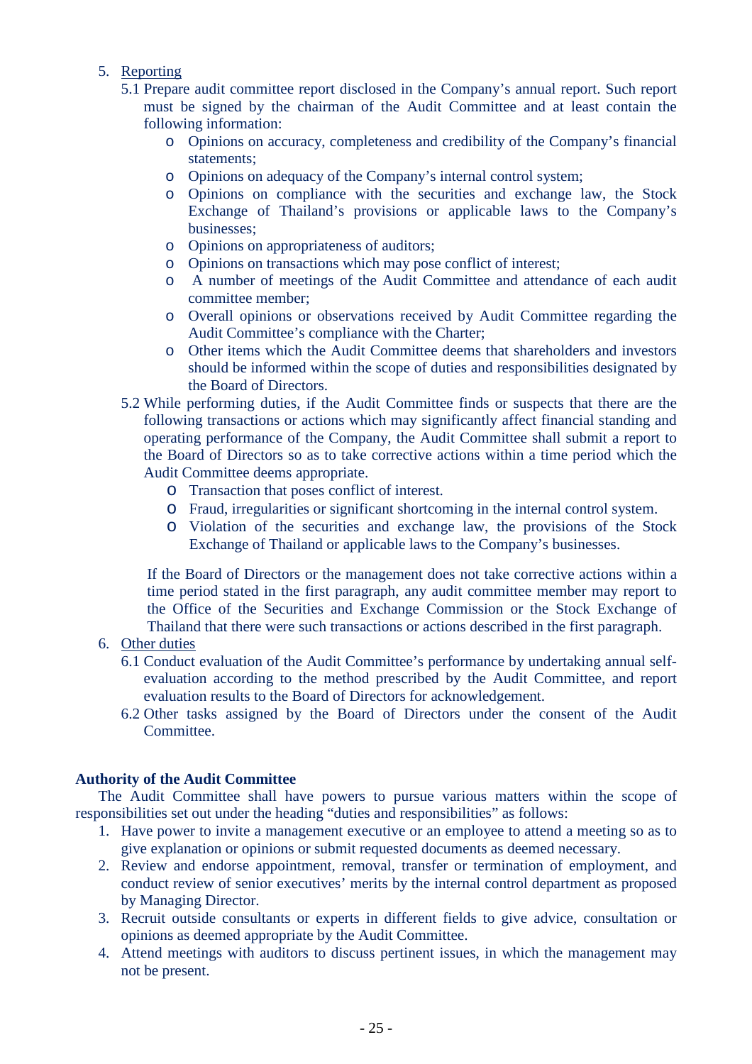5. Reporting
   5.1 Prepare audit committee report disclosed in the Company's annual report. Such report must be signed by the chairman of the Audit Committee and at least contain the following information:
      - Opinions on accuracy, completeness and credibility of the Company's financial statements;
      - Opinions on adequacy of the Company's internal control system;
      - Opinions on compliance with the securities and exchange law, the Stock Exchange of Thailand's provisions or applicable laws to the Company's businesses;
      - Opinions on appropriateness of auditors;
      - Opinions on transactions which may pose conflict of interest;
      - A number of meetings of the Audit Committee and attendance of each audit committee member;
      - Overall opinions or observations received by Audit Committee regarding the Audit Committee's compliance with the Charter;
      - Other items which the Audit Committee deems that shareholders and investors should be informed within the scope of duties and responsibilities designated by the Board of Directors.

   5.2 While performing duties, if the Audit Committee finds or suspects that there are the following transactions or actions which may significantly affect financial standing and operating performance of the Company, the Audit Committee shall submit a report to the Board of Directors so as to take corrective actions within a time period which the Audit Committee deems appropriate.
      - Transaction that poses conflict of interest.
      - Fraud, irregularities or significant shortcoming in the internal control system.
      - Violation of the securities and exchange law, the provisions of the Stock Exchange of Thailand or applicable laws to the Company's businesses.

      If the Board of Directors or the management does not take corrective actions within a time period stated in the first paragraph, any audit committee member may report to the Office of the Securities and Exchange Commission or the Stock Exchange of Thailand that there were such transactions or actions described in the first paragraph.

6. Other duties
   6.1 Conduct evaluation of the Audit Committee's performance by undertaking annual self-evaluation according to the method prescribed by the Audit Committee, and report evaluation results to the Board of Directors for acknowledgement.
   6.2 Other tasks assigned by the Board of Directors under the consent of the Audit Committee.

**Authority of the Audit Committee**

The Audit Committee shall have powers to pursue various matters within the scope of responsibilities set out under the heading "duties and responsibilities" as follows:

1. Have power to invite a management executive or an employee to attend a meeting so as to give explanation or opinions or submit requested documents as deemed necessary.
2. Review and endorse appointment, removal, transfer or termination of employment, and conduct review of senior executives' merits by the internal control department as proposed by Managing Director.
3. Recruit outside consultants or experts in different fields to give advice, consultation or opinions as deemed appropriate by the Audit Committee.
4. Attend meetings with auditors to discuss pertinent issues, in which the management may not be present.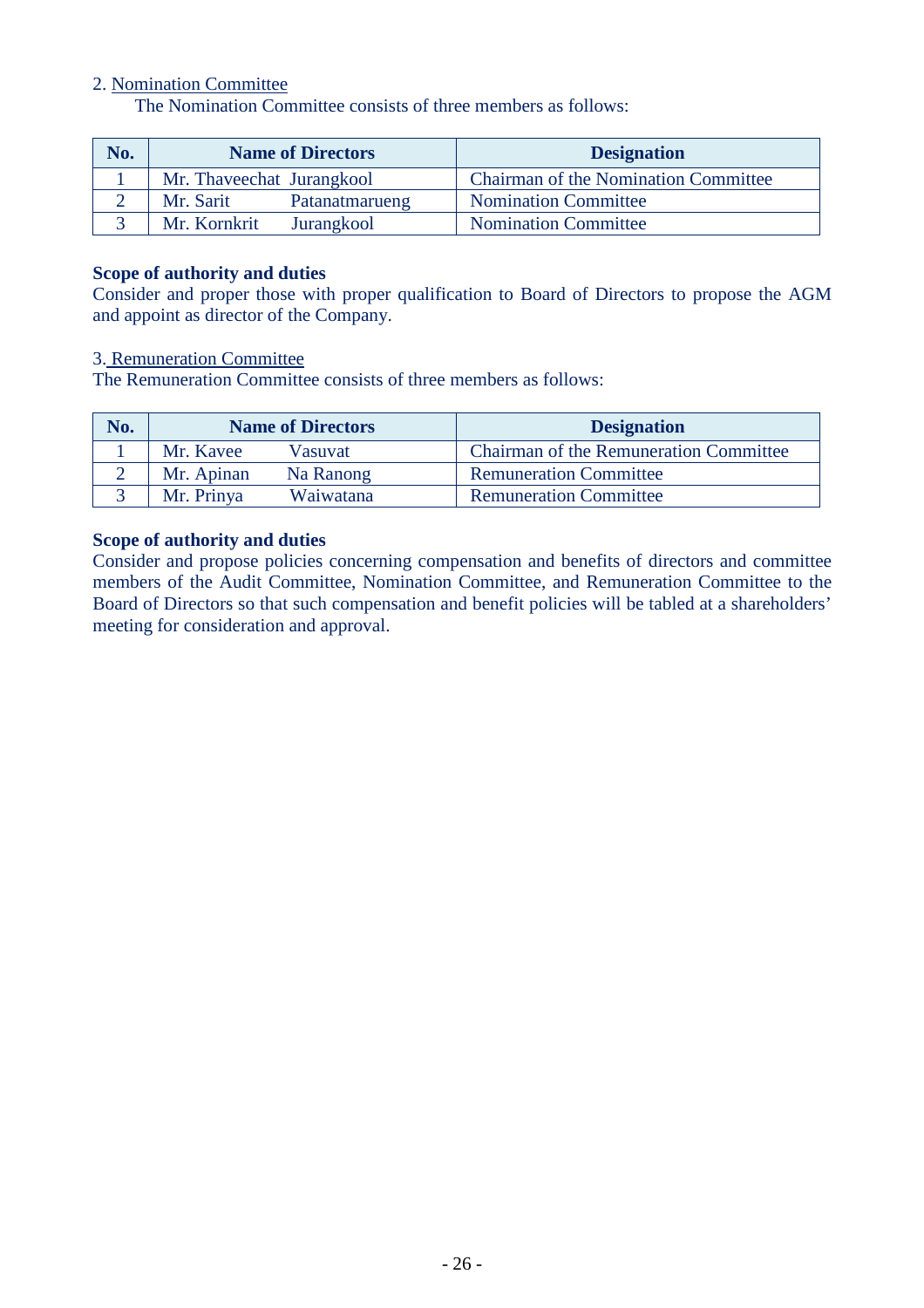2. Nomination Committee

The Nomination Committee consists of three members as follows:

| No. | Name of Directors | Designation |
| --- | --- | --- |
| 1 | Mr. Thaveechat Jurangkool | Chairman of the Nomination Committee |
| 2 | Mr. Sarit Patanatmarueng | Nomination Committee |
| 3 | Mr. Kornkrit Jurangkool | Nomination Committee |

**Scope of authority and duties**

Consider and proper those with proper qualification to Board of Directors to propose the AGM and appoint as director of the Company.

3. Remuneration Committee

The Remuneration Committee consists of three members as follows:

| No. | Name of Directors | Designation |
| --- | --- | --- |
| 1 | Mr. Kavee Vasuvat | Chairman of the Remuneration Committee |
| 2 | Mr. Apinan Na Ranong | Remuneration Committee |
| 3 | Mr. Prinya Waiwatana | Remuneration Committee |

**Scope of authority and duties**

Consider and propose policies concerning compensation and benefits of directors and committee members of the Audit Committee, Nomination Committee, and Remuneration Committee to the Board of Directors so that such compensation and benefit policies will be tabled at a shareholders' meeting for consideration and approval.